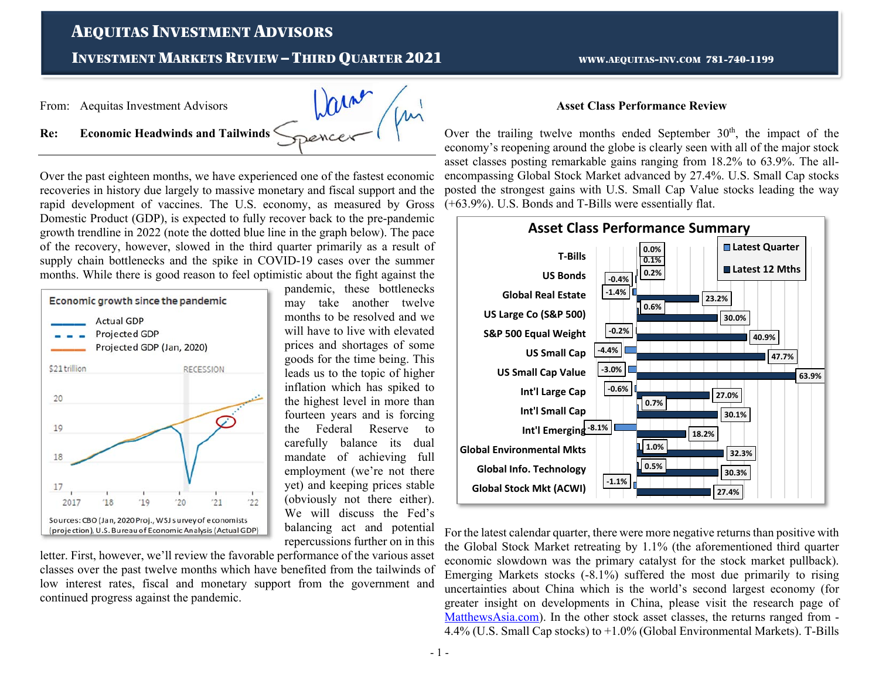# Aequitas Investment Advisors

## Investment Markets Review – Third Quarter 2021

www.aequitas-inv.com 781-740-1199

From: Aequitas Investment Advisors

**Re: Economic Headwinds and Tailwinds**

Over the past eighteen months, we have experienced one of the fastest economic recoveries in history due largely to massive monetary and fiscal support and the rapid development of vaccines. The U.S. economy, as measured by Gross Domestic Product (GDP), is expected to fully recover back to the pre-pandemic growth trendline in 2022 (note the dotted blue line in the graph below). The pace of the recovery, however, slowed in the third quarter primarily as a result of supply chain bottlenecks and the spike in COVID-19 cases over the summer months. While there is good reason to feel optimistic about the fight against the pandemic, these bottlenecks may take another twelve months to be resolved and we will have to live with elevated prices and shortages of some goods for the time being. This leads us to the topic of higher inflation which has spiked to the highest level in more than thirty years and is forcing the Federal Reserve to carefully balance its dual mandate of achieving full employment (we're not there yet) and keeping prices stable (obviously not there either). We will discuss the Fed's balancing act and potential repercussions further on in this letter. First, however, we'll review the favorable performance of the various asset classes over the past twelve months which have benefited from the tailwinds of low interest rates, fiscal and monetary support from the government and continued progress against the pandemic.

**Economic growth since the pandemic**

Sources: CBO (Jan, 2020 Proj., WSJ survey of economists (projection), U.S. Bureau of Economic Analysis (Actual GDP)

### Asset Class Performance Review

Over the trailing twelve months ended September 30th, the impact of the economy's reopening around the globe is clearly seen with all of the major stock asset classes posting remarkable gains ranging from 18.2% to 63.9%. The all-encompassing Global Stock Market advanced by 27.4%. U.S. Small Cap stocks posted the strongest gains with U.S. Small Cap Value stocks leading the way (+63.9%). U.S. Bonds and T-Bills were essentially flat.

**Asset Class Performance Summary**

| Asset Class | Latest Quarter | Latest 12 Mths |
|---|---|---|
| T-Bills | 0.0% | 0.1% |
| US Bonds | 0.2% | -0.4% |
| Global Real Estate | -1.4% | 23.2% |
| US Large Co (S&P 500) | 0.6% | 30.0% |
| S&P 500 Equal Weight | -0.2% | 40.9% |
| US Small Cap | -4.4% | 47.7% |
| US Small Cap Value | -3.0% | 63.9% |
| Int'l Large Cap | -0.6% | 27.0% |
| Int'l Small Cap | 0.7% | 30.1% |
| Int'l Emerging | -8.1% | 18.2% |
| Global Environmental Mkts | 1.0% | 32.3% |
| Global Info. Technology | 0.5% | 30.3% |
| Global Stock Mkt (ACWI) | -1.1% | 27.4% |

For the latest calendar quarter, there were more negative returns than positive with the Global Stock Market retreating by 1.1% (the aforementioned third quarter economic slowdown was the primary catalyst for the stock market pullback). Emerging Markets stocks (-8.1%) suffered the most due primarily to rising uncertainties about China which is the world's second largest economy (for greater insight on developments in China, please visit the research page of [MatthewsAsia.com](MatthewsAsia.com)). In the other stock asset classes, the returns ranged from -4.4% (U.S. Small Cap stocks) to +1.0% (Global Environmental Markets). T-Bills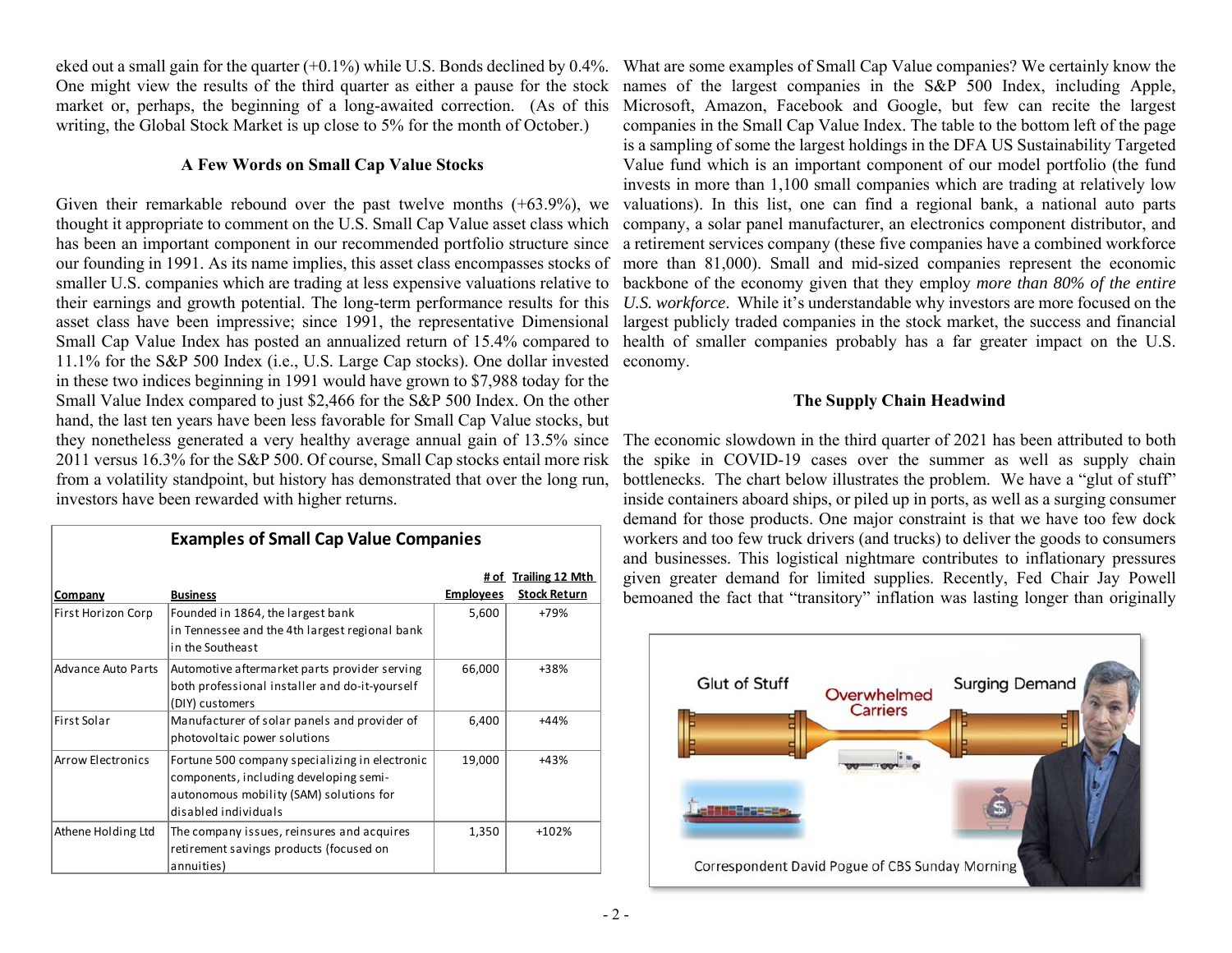eked out a small gain for the quarter (+0.1%) while U.S. Bonds declined by 0.4%. One might view the results of the third quarter as either a pause for the stock market or, perhaps, the beginning of a long-awaited correction. (As of this writing, the Global Stock Market is up close to 5% for the month of October.)

### A Few Words on Small Cap Value Stocks

Given their remarkable rebound over the past twelve months (+63.9%), we thought it appropriate to comment on the U.S. Small Cap Value asset class which has been an important component in our recommended portfolio structure since our founding in 1991. As its name implies, this asset class encompasses stocks of smaller U.S. companies which are trading at less expensive valuations relative to their earnings and growth potential. The long-term performance results for this asset class have been impressive; since 1991, the representative Dimensional Small Cap Value Index has posted an annualized return of 15.4% compared to 11.1% for the S&P 500 Index (i.e., U.S. Large Cap stocks). One dollar invested in these two indices beginning in 1991 would have grown to $7,988 today for the Small Value Index compared to just $2,466 for the S&P 500 Index. On the other hand, the last ten years have been less favorable for Small Cap Value stocks, but they nonetheless generated a very healthy average annual gain of 13.5% since 2011 versus 16.3% for the S&P 500. Of course, Small Cap stocks entail more risk from a volatility standpoint, but history has demonstrated that over the long run, investors have been rewarded with higher returns.

**Examples of Small Cap Value Companies**

| Company | Business | # of Employees | Trailing 12 Mth Stock Return |
|---|---|---|---|
| First Horizon Corp | Founded in 1864, the largest bank in Tennessee and the 4th largest regional bank in the Southeast | 5,600 | +79% |
| Advance Auto Parts | Automotive aftermarket parts provider serving both professional installer and do-it-yourself (DIY) customers | 66,000 | +38% |
| First Solar | Manufacturer of solar panels and provider of photovoltaic power solutions | 6,400 | +44% |
| Arrow Electronics | Fortune 500 company specializing in electronic components, including developing semi-autonomous mobility (SAM) solutions for disabled individuals | 19,000 | +43% |
| Athene Holding Ltd | The company issues, reinsures and acquires retirement savings products (focused on annuities) | 1,350 | +102% |

What are some examples of Small Cap Value companies? We certainly know the names of the largest companies in the S&P 500 Index, including Apple, Microsoft, Amazon, Facebook and Google, but few can recite the largest companies in the Small Cap Value Index. The table to the bottom left of the page is a sampling of some the largest holdings in the DFA US Sustainability Targeted Value fund which is an important component of our model portfolio (the fund invests in more than 1,100 small companies which are trading at relatively low valuations). In this list, one can find a regional bank, a national auto parts company, a solar panel manufacturer, an electronics component distributor, and a retirement services company (these five companies have a combined workforce more than 81,000). Small and mid-sized companies represent the economic backbone of the economy given that they employ *more than 80% of the entire U.S. workforce*. While it's understandable why investors are more focused on the largest publicly traded companies in the stock market, the success and financial health of smaller companies probably has a far greater impact on the U.S. economy.

### The Supply Chain Headwind

The economic slowdown in the third quarter of 2021 has been attributed to both the spike in COVID-19 cases over the summer as well as supply chain bottlenecks. The chart below illustrates the problem. We have a "glut of stuff" inside containers aboard ships, or piled up in ports, as well as a surging consumer demand for those products. One major constraint is that we have too few dock workers and too few truck drivers (and trucks) to deliver the goods to consumers and businesses. This logistical nightmare contributes to inflationary pressures given greater demand for limited supplies. Recently, Fed Chair Jay Powell bemoaned the fact that "transitory" inflation was lasting longer than originally

Correspondent David Pogue of CBS Sunday Morning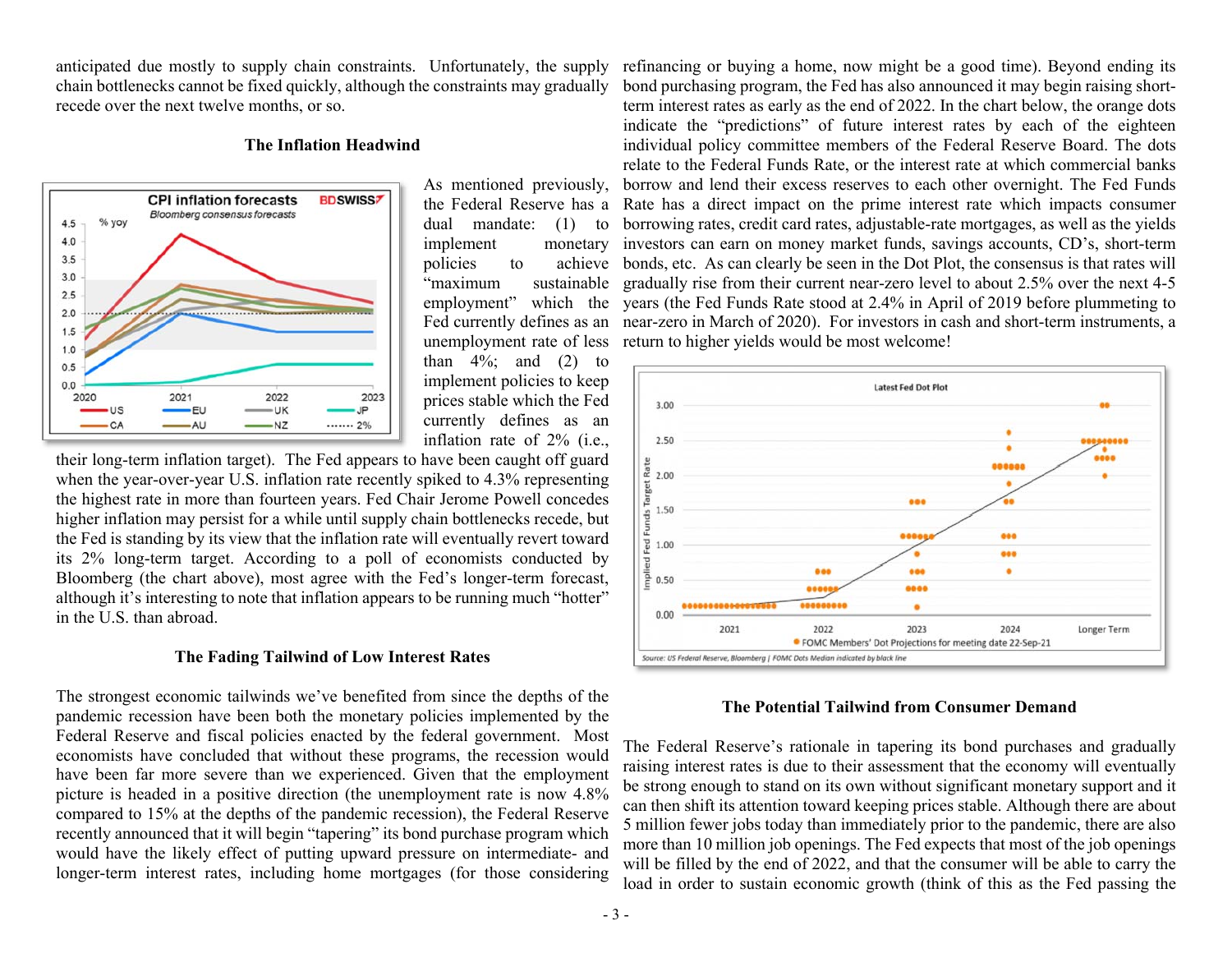anticipated due mostly to supply chain constraints. Unfortunately, the supply chain bottlenecks cannot be fixed quickly, although the constraints may gradually recede over the next twelve months, or so.

### The Inflation Headwind

As mentioned previously, the Federal Reserve has a dual mandate: (1) to implement monetary policies to achieve "maximum sustainable employment" which the Fed currently defines as an unemployment rate of less than 4%; and (2) to implement policies to keep prices stable which the Fed currently defines as an inflation rate of 2% (i.e., their long-term inflation target). The Fed appears to have been caught off guard when the year-over-year U.S. inflation rate recently spiked to 4.3% representing the highest rate in more than fourteen years. Fed Chair Jerome Powell concedes higher inflation may persist for a while until supply chain bottlenecks recede, but the Fed is standing by its view that the inflation rate will eventually revert toward its 2% long-term target. According to a poll of economists conducted by Bloomberg (the chart above), most agree with the Fed's longer-term forecast, although it's interesting to note that inflation appears to be running much "hotter" in the U.S. than abroad.

### The Fading Tailwind of Low Interest Rates

The strongest economic tailwinds we've benefited from since the depths of the pandemic recession have been both the monetary policies implemented by the Federal Reserve and fiscal policies enacted by the federal government. Most economists have concluded that without these programs, the recession would have been far more severe than we experienced. Given that the employment picture is headed in a positive direction (the unemployment rate is now 4.8% compared to 15% at the depths of the pandemic recession), the Federal Reserve recently announced that it will begin "tapering" its bond purchase program which would have the likely effect of putting upward pressure on intermediate- and longer-term interest rates, including home mortgages (for those considering refinancing or buying a home, now might be a good time). Beyond ending its bond purchasing program, the Fed has also announced it may begin raising short-term interest rates as early as the end of 2022. In the chart below, the orange dots indicate the "predictions" of future interest rates by each of the eighteen individual policy committee members of the Federal Reserve Board. The dots relate to the Federal Funds Rate, or the interest rate at which commercial banks borrow and lend their excess reserves to each other overnight. The Fed Funds Rate has a direct impact on the prime interest rate which impacts consumer borrowing rates, credit card rates, adjustable-rate mortgages, as well as the yields investors can earn on money market funds, savings accounts, CD's, short-term bonds, etc. As can clearly be seen in the Dot Plot, the consensus is that rates will gradually rise from their current near-zero level to about 2.5% over the next 4-5 years (the Fed Funds Rate stood at 2.4% in April of 2019 before plummeting to near-zero in March of 2020). For investors in cash and short-term instruments, a return to higher yields would be most welcome!

### The Potential Tailwind from Consumer Demand

The Federal Reserve's rationale in tapering its bond purchases and gradually raising interest rates is due to their assessment that the economy will eventually be strong enough to stand on its own without significant monetary support and it can then shift its attention toward keeping prices stable. Although there are about 5 million fewer jobs today than immediately prior to the pandemic, there are also more than 10 million job openings. The Fed expects that most of the job openings will be filled by the end of 2022, and that the consumer will be able to carry the load in order to sustain economic growth (think of this as the Fed passing the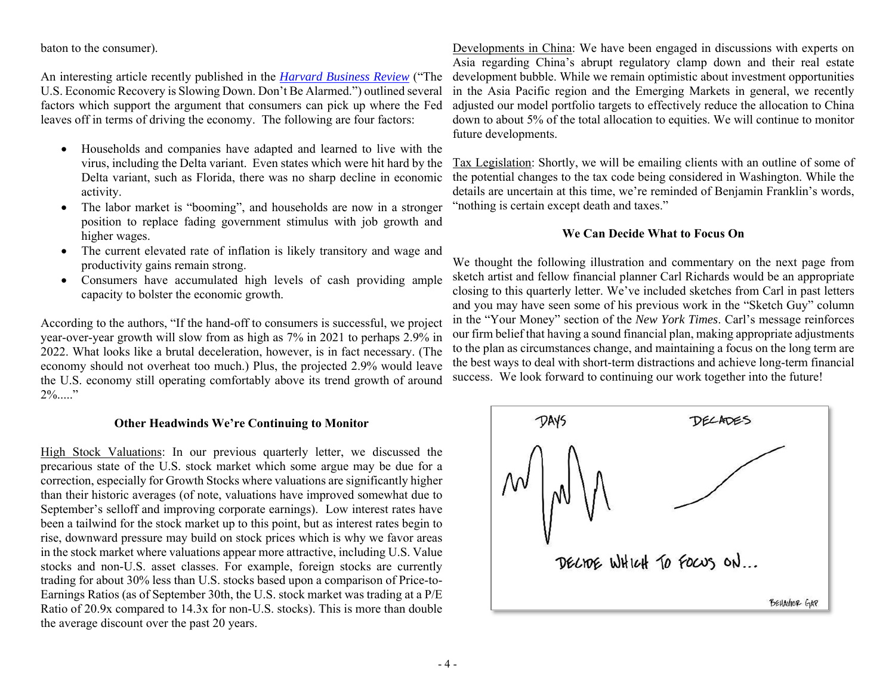baton to the consumer).

An interesting article recently published in the *Harvard Business Review* ("The U.S. Economic Recovery is Slowing Down. Don't Be Alarmed.") outlined several factors which support the argument that consumers can pick up where the Fed leaves off in terms of driving the economy. The following are four factors:

- Households and companies have adapted and learned to live with the virus, including the Delta variant. Even states which were hit hard by the Delta variant, such as Florida, there was no sharp decline in economic activity.
- The labor market is "booming", and households are now in a stronger position to replace fading government stimulus with job growth and higher wages.
- The current elevated rate of inflation is likely transitory and wage and productivity gains remain strong.
- Consumers have accumulated high levels of cash providing ample capacity to bolster the economic growth.

According to the authors, "If the hand-off to consumers is successful, we project year-over-year growth will slow from as high as 7% in 2021 to perhaps 2.9% in 2022. What looks like a brutal deceleration, however, is in fact necessary. (The economy should not overheat too much.) Plus, the projected 2.9% would leave the U.S. economy still operating comfortably above its trend growth of around 2%....."

## Other Headwinds We're Continuing to Monitor

High Stock Valuations: In our previous quarterly letter, we discussed the precarious state of the U.S. stock market which some argue may be due for a correction, especially for Growth Stocks where valuations are significantly higher than their historic averages (of note, valuations have improved somewhat due to September's selloff and improving corporate earnings). Low interest rates have been a tailwind for the stock market up to this point, but as interest rates begin to rise, downward pressure may build on stock prices which is why we favor areas in the stock market where valuations appear more attractive, including U.S. Value stocks and non-U.S. asset classes. For example, foreign stocks are currently trading for about 30% less than U.S. stocks based upon a comparison of Price-to-Earnings Ratios (as of September 30th, the U.S. stock market was trading at a P/E Ratio of 20.9x compared to 14.3x for non-U.S. stocks). This is more than double the average discount over the past 20 years.

Developments in China: We have been engaged in discussions with experts on Asia regarding China's abrupt regulatory clamp down and their real estate development bubble. While we remain optimistic about investment opportunities in the Asia Pacific region and the Emerging Markets in general, we recently adjusted our model portfolio targets to effectively reduce the allocation to China down to about 5% of the total allocation to equities. We will continue to monitor future developments.

Tax Legislation: Shortly, we will be emailing clients with an outline of some of the potential changes to the tax code being considered in Washington. While the details are uncertain at this time, we're reminded of Benjamin Franklin's words, "nothing is certain except death and taxes."

## We Can Decide What to Focus On

We thought the following illustration and commentary on the next page from sketch artist and fellow financial planner Carl Richards would be an appropriate closing to this quarterly letter. We've included sketches from Carl in past letters and you may have seen some of his previous work in the "Sketch Guy" column in the "Your Money" section of the *New York Times*. Carl's message reinforces our firm belief that having a sound financial plan, making appropriate adjustments to the plan as circumstances change, and maintaining a focus on the long term are the best ways to deal with short-term distractions and achieve long-term financial success. We look forward to continuing our work together into the future!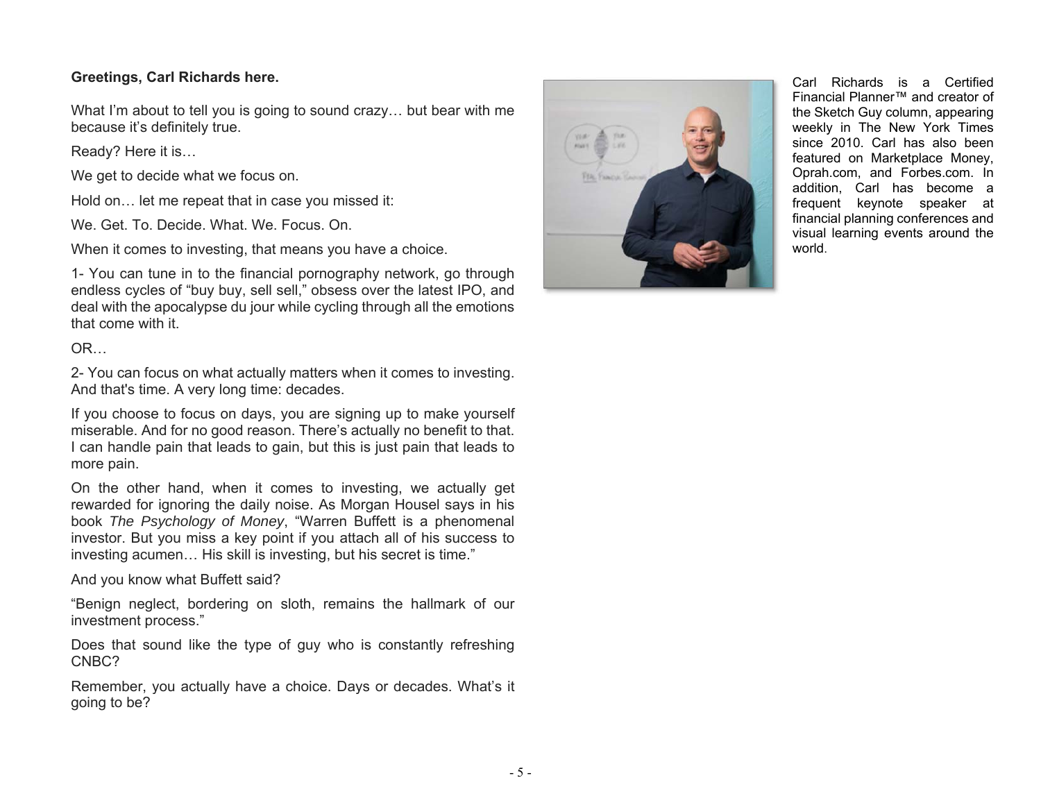**Greetings, Carl Richards here.**

What I'm about to tell you is going to sound crazy… but bear with me because it's definitely true.

Ready? Here it is…

We get to decide what we focus on.

Hold on… let me repeat that in case you missed it:

We. Get. To. Decide. What. We. Focus. On.

When it comes to investing, that means you have a choice.

1- You can tune in to the financial pornography network, go through endless cycles of "buy buy, sell sell," obsess over the latest IPO, and deal with the apocalypse du jour while cycling through all the emotions that come with it.

OR…

2- You can focus on what actually matters when it comes to investing. And that's time. A very long time: decades.

If you choose to focus on days, you are signing up to make yourself miserable. And for no good reason. There's actually no benefit to that. I can handle pain that leads to gain, but this is just pain that leads to more pain.

On the other hand, when it comes to investing, we actually get rewarded for ignoring the daily noise. As Morgan Housel says in his book *The Psychology of Money*, "Warren Buffett is a phenomenal investor. But you miss a key point if you attach all of his success to investing acumen… His skill is investing, but his secret is time."

And you know what Buffett said?

"Benign neglect, bordering on sloth, remains the hallmark of our investment process."

Does that sound like the type of guy who is constantly refreshing CNBC?

Remember, you actually have a choice. Days or decades. What's it going to be?

Carl Richards is a Certified Financial Planner™ and creator of the Sketch Guy column, appearing weekly in The New York Times since 2010. Carl has also been featured on Marketplace Money, Oprah.com, and Forbes.com. In addition, Carl has become a frequent keynote speaker at financial planning conferences and visual learning events around the world.